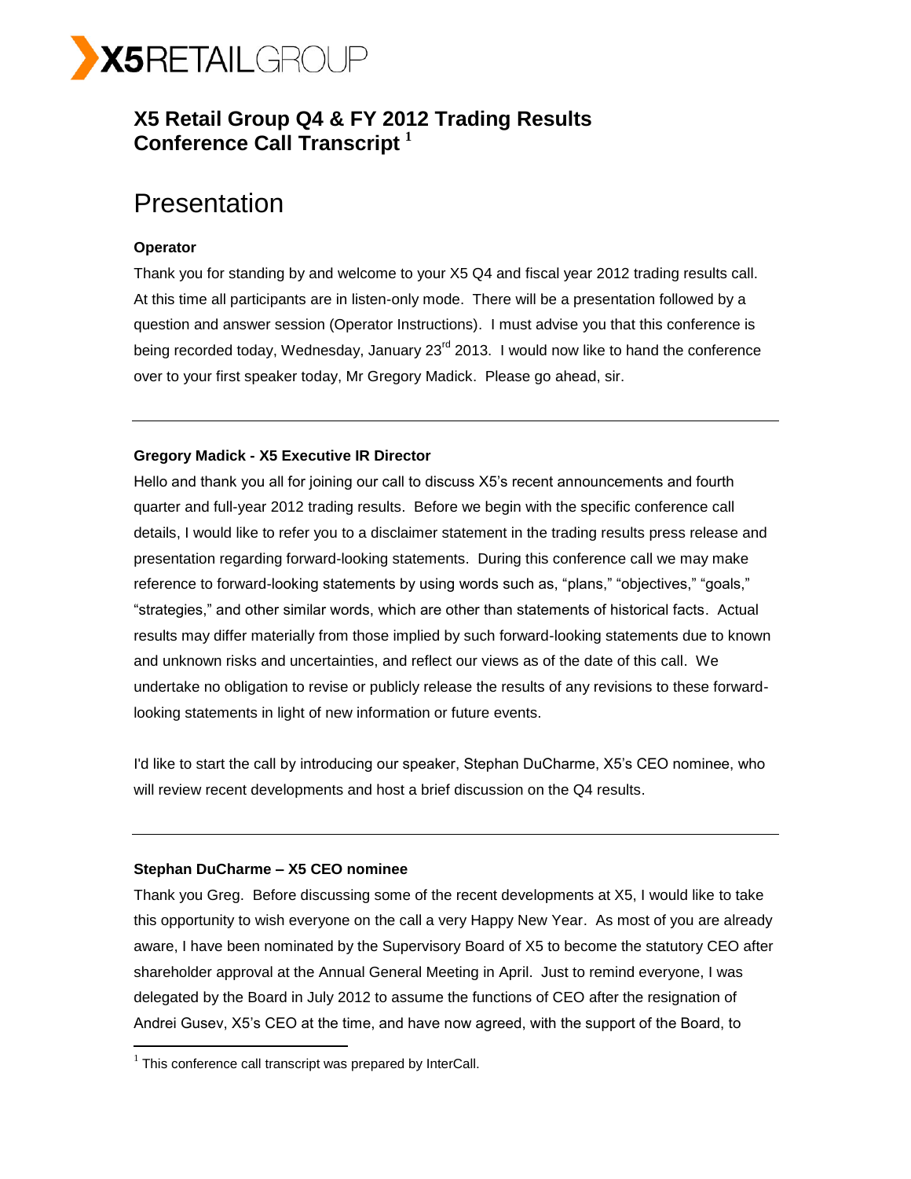# X5 Retail Group Q4 & FY 2012 Trading Results Conference Call Transcript [1]

## Presentation

**Operator**

Thank you for standing by and welcome to your X5 Q4 and fiscal year 2012 trading results call. At this time all participants are in listen-only mode. There will be a presentation followed by a question and answer session (Operator Instructions). I must advise you that this conference is being recorded today, Wednesday, January 23rd 2013. I would now like to hand the conference over to your first speaker today, Mr Gregory Madick. Please go ahead, sir.

---

**Gregory Madick - X5 Executive IR Director**

Hello and thank you all for joining our call to discuss X5's recent announcements and fourth quarter and full-year 2012 trading results. Before we begin with the specific conference call details, I would like to refer you to a disclaimer statement in the trading results press release and presentation regarding forward-looking statements. During this conference call we may make reference to forward-looking statements by using words such as, "plans," "objectives," "goals," "strategies," and other similar words, which are other than statements of historical facts. Actual results may differ materially from those implied by such forward-looking statements due to known and unknown risks and uncertainties, and reflect our views as of the date of this call. We undertake no obligation to revise or publicly release the results of any revisions to these forward-looking statements in light of new information or future events.

I'd like to start the call by introducing our speaker, Stephan DuCharme, X5's CEO nominee, who will review recent developments and host a brief discussion on the Q4 results.

---

**Stephan DuCharme – X5 CEO nominee**

Thank you Greg. Before discussing some of the recent developments at X5, I would like to take this opportunity to wish everyone on the call a very Happy New Year. As most of you are already aware, I have been nominated by the Supervisory Board of X5 to become the statutory CEO after shareholder approval at the Annual General Meeting in April. Just to remind everyone, I was delegated by the Board in July 2012 to assume the functions of CEO after the resignation of Andrei Gusev, X5's CEO at the time, and have now agreed, with the support of the Board, to

[1] This conference call transcript was prepared by InterCall.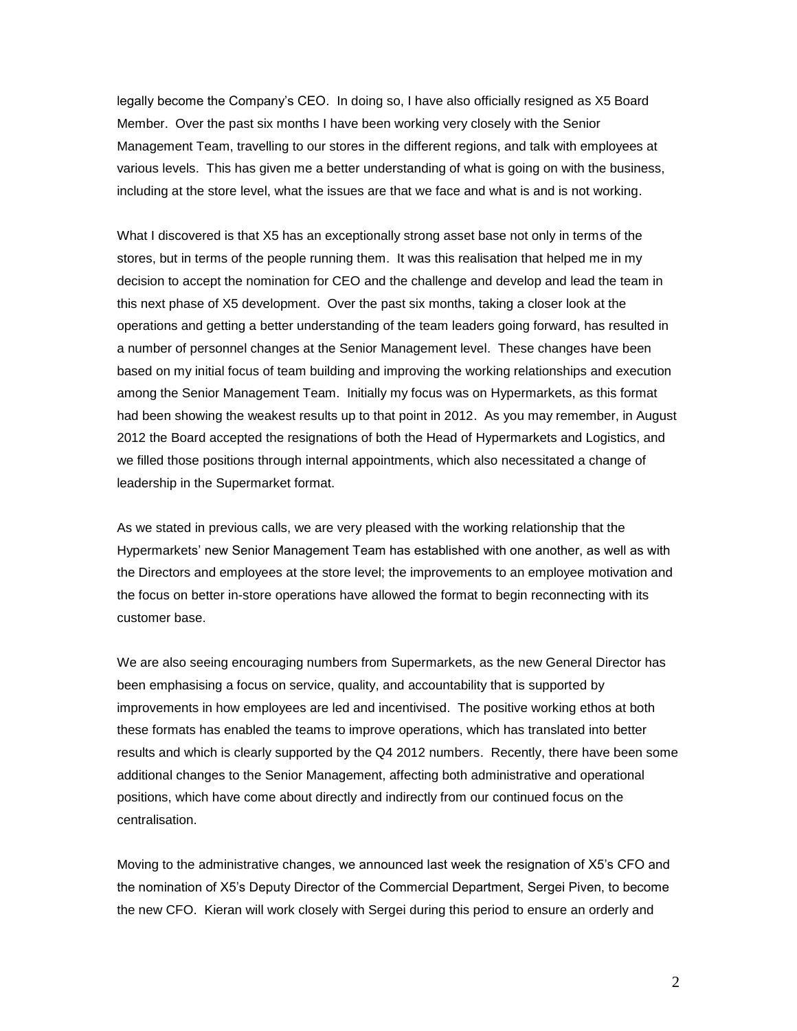legally become the Company's CEO. In doing so, I have also officially resigned as X5 Board Member. Over the past six months I have been working very closely with the Senior Management Team, travelling to our stores in the different regions, and talk with employees at various levels. This has given me a better understanding of what is going on with the business, including at the store level, what the issues are that we face and what is and is not working.

What I discovered is that X5 has an exceptionally strong asset base not only in terms of the stores, but in terms of the people running them. It was this realisation that helped me in my decision to accept the nomination for CEO and the challenge and develop and lead the team in this next phase of X5 development. Over the past six months, taking a closer look at the operations and getting a better understanding of the team leaders going forward, has resulted in a number of personnel changes at the Senior Management level. These changes have been based on my initial focus of team building and improving the working relationships and execution among the Senior Management Team. Initially my focus was on Hypermarkets, as this format had been showing the weakest results up to that point in 2012. As you may remember, in August 2012 the Board accepted the resignations of both the Head of Hypermarkets and Logistics, and we filled those positions through internal appointments, which also necessitated a change of leadership in the Supermarket format.

As we stated in previous calls, we are very pleased with the working relationship that the Hypermarkets' new Senior Management Team has established with one another, as well as with the Directors and employees at the store level; the improvements to an employee motivation and the focus on better in-store operations have allowed the format to begin reconnecting with its customer base.

We are also seeing encouraging numbers from Supermarkets, as the new General Director has been emphasising a focus on service, quality, and accountability that is supported by improvements in how employees are led and incentivised. The positive working ethos at both these formats has enabled the teams to improve operations, which has translated into better results and which is clearly supported by the Q4 2012 numbers. Recently, there have been some additional changes to the Senior Management, affecting both administrative and operational positions, which have come about directly and indirectly from our continued focus on the centralisation.

Moving to the administrative changes, we announced last week the resignation of X5's CFO and the nomination of X5's Deputy Director of the Commercial Department, Sergei Piven, to become the new CFO. Kieran will work closely with Sergei during this period to ensure an orderly and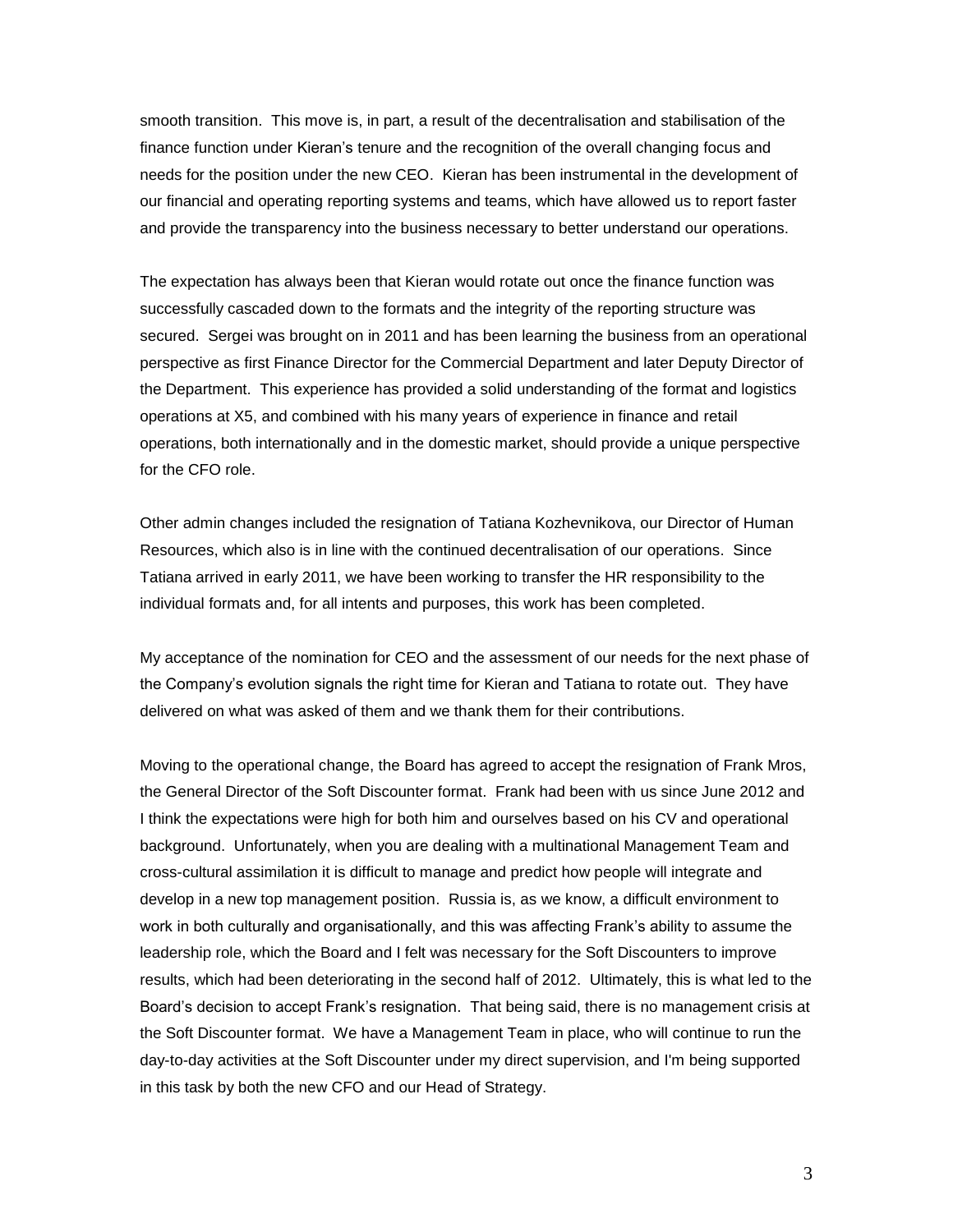smooth transition. This move is, in part, a result of the decentralisation and stabilisation of the finance function under Kieran's tenure and the recognition of the overall changing focus and needs for the position under the new CEO. Kieran has been instrumental in the development of our financial and operating reporting systems and teams, which have allowed us to report faster and provide the transparency into the business necessary to better understand our operations.

The expectation has always been that Kieran would rotate out once the finance function was successfully cascaded down to the formats and the integrity of the reporting structure was secured. Sergei was brought on in 2011 and has been learning the business from an operational perspective as first Finance Director for the Commercial Department and later Deputy Director of the Department. This experience has provided a solid understanding of the format and logistics operations at X5, and combined with his many years of experience in finance and retail operations, both internationally and in the domestic market, should provide a unique perspective for the CFO role.

Other admin changes included the resignation of Tatiana Kozhevnikova, our Director of Human Resources, which also is in line with the continued decentralisation of our operations. Since Tatiana arrived in early 2011, we have been working to transfer the HR responsibility to the individual formats and, for all intents and purposes, this work has been completed.

My acceptance of the nomination for CEO and the assessment of our needs for the next phase of the Company's evolution signals the right time for Kieran and Tatiana to rotate out. They have delivered on what was asked of them and we thank them for their contributions.

Moving to the operational change, the Board has agreed to accept the resignation of Frank Mros, the General Director of the Soft Discounter format. Frank had been with us since June 2012 and I think the expectations were high for both him and ourselves based on his CV and operational background. Unfortunately, when you are dealing with a multinational Management Team and cross-cultural assimilation it is difficult to manage and predict how people will integrate and develop in a new top management position. Russia is, as we know, a difficult environment to work in both culturally and organisationally, and this was affecting Frank's ability to assume the leadership role, which the Board and I felt was necessary for the Soft Discounters to improve results, which had been deteriorating in the second half of 2012. Ultimately, this is what led to the Board's decision to accept Frank's resignation. That being said, there is no management crisis at the Soft Discounter format. We have a Management Team in place, who will continue to run the day-to-day activities at the Soft Discounter under my direct supervision, and I'm being supported in this task by both the new CFO and our Head of Strategy.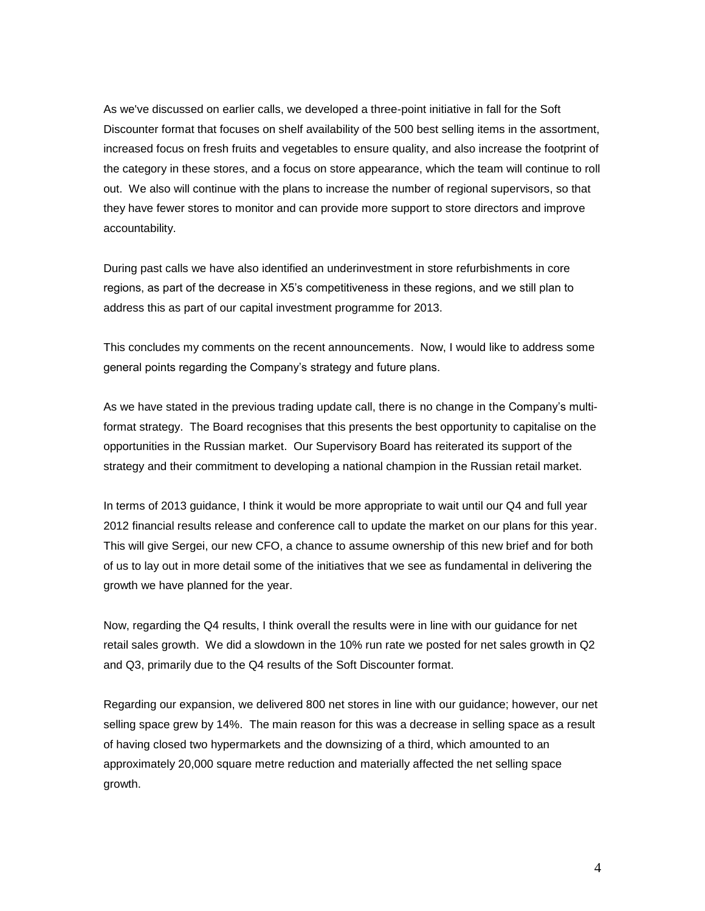As we've discussed on earlier calls, we developed a three-point initiative in fall for the Soft Discounter format that focuses on shelf availability of the 500 best selling items in the assortment, increased focus on fresh fruits and vegetables to ensure quality, and also increase the footprint of the category in these stores, and a focus on store appearance, which the team will continue to roll out. We also will continue with the plans to increase the number of regional supervisors, so that they have fewer stores to monitor and can provide more support to store directors and improve accountability.

During past calls we have also identified an underinvestment in store refurbishments in core regions, as part of the decrease in X5's competitiveness in these regions, and we still plan to address this as part of our capital investment programme for 2013.

This concludes my comments on the recent announcements. Now, I would like to address some general points regarding the Company's strategy and future plans.

As we have stated in the previous trading update call, there is no change in the Company's multi-format strategy. The Board recognises that this presents the best opportunity to capitalise on the opportunities in the Russian market. Our Supervisory Board has reiterated its support of the strategy and their commitment to developing a national champion in the Russian retail market.

In terms of 2013 guidance, I think it would be more appropriate to wait until our Q4 and full year 2012 financial results release and conference call to update the market on our plans for this year. This will give Sergei, our new CFO, a chance to assume ownership of this new brief and for both of us to lay out in more detail some of the initiatives that we see as fundamental in delivering the growth we have planned for the year.

Now, regarding the Q4 results, I think overall the results were in line with our guidance for net retail sales growth. We did a slowdown in the 10% run rate we posted for net sales growth in Q2 and Q3, primarily due to the Q4 results of the Soft Discounter format.

Regarding our expansion, we delivered 800 net stores in line with our guidance; however, our net selling space grew by 14%. The main reason for this was a decrease in selling space as a result of having closed two hypermarkets and the downsizing of a third, which amounted to an approximately 20,000 square metre reduction and materially affected the net selling space growth.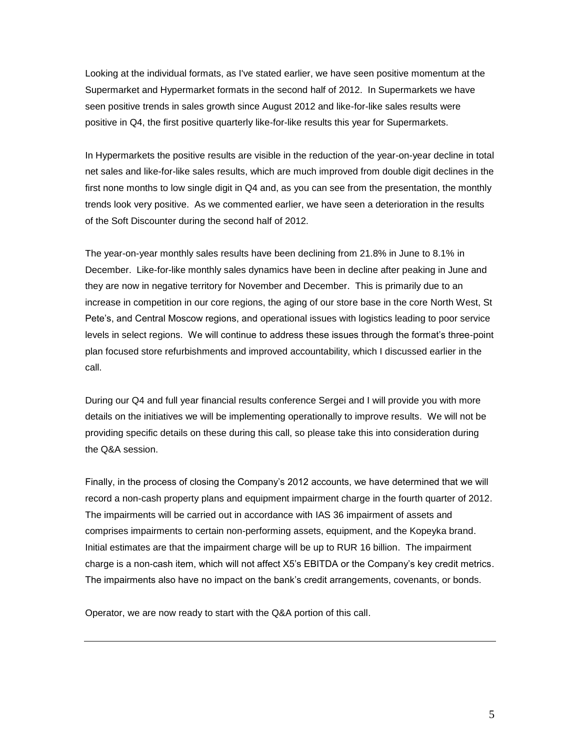Looking at the individual formats, as I've stated earlier, we have seen positive momentum at the Supermarket and Hypermarket formats in the second half of 2012. In Supermarkets we have seen positive trends in sales growth since August 2012 and like-for-like sales results were positive in Q4, the first positive quarterly like-for-like results this year for Supermarkets.

In Hypermarkets the positive results are visible in the reduction of the year-on-year decline in total net sales and like-for-like sales results, which are much improved from double digit declines in the first none months to low single digit in Q4 and, as you can see from the presentation, the monthly trends look very positive. As we commented earlier, we have seen a deterioration in the results of the Soft Discounter during the second half of 2012.

The year-on-year monthly sales results have been declining from 21.8% in June to 8.1% in December. Like-for-like monthly sales dynamics have been in decline after peaking in June and they are now in negative territory for November and December. This is primarily due to an increase in competition in our core regions, the aging of our store base in the core North West, St Pete's, and Central Moscow regions, and operational issues with logistics leading to poor service levels in select regions. We will continue to address these issues through the format's three-point plan focused store refurbishments and improved accountability, which I discussed earlier in the call.

During our Q4 and full year financial results conference Sergei and I will provide you with more details on the initiatives we will be implementing operationally to improve results. We will not be providing specific details on these during this call, so please take this into consideration during the Q&A session.

Finally, in the process of closing the Company's 2012 accounts, we have determined that we will record a non-cash property plans and equipment impairment charge in the fourth quarter of 2012. The impairments will be carried out in accordance with IAS 36 impairment of assets and comprises impairments to certain non-performing assets, equipment, and the Kopeyka brand. Initial estimates are that the impairment charge will be up to RUR 16 billion. The impairment charge is a non-cash item, which will not affect X5's EBITDA or the Company's key credit metrics. The impairments also have no impact on the bank's credit arrangements, covenants, or bonds.

Operator, we are now ready to start with the Q&A portion of this call.

---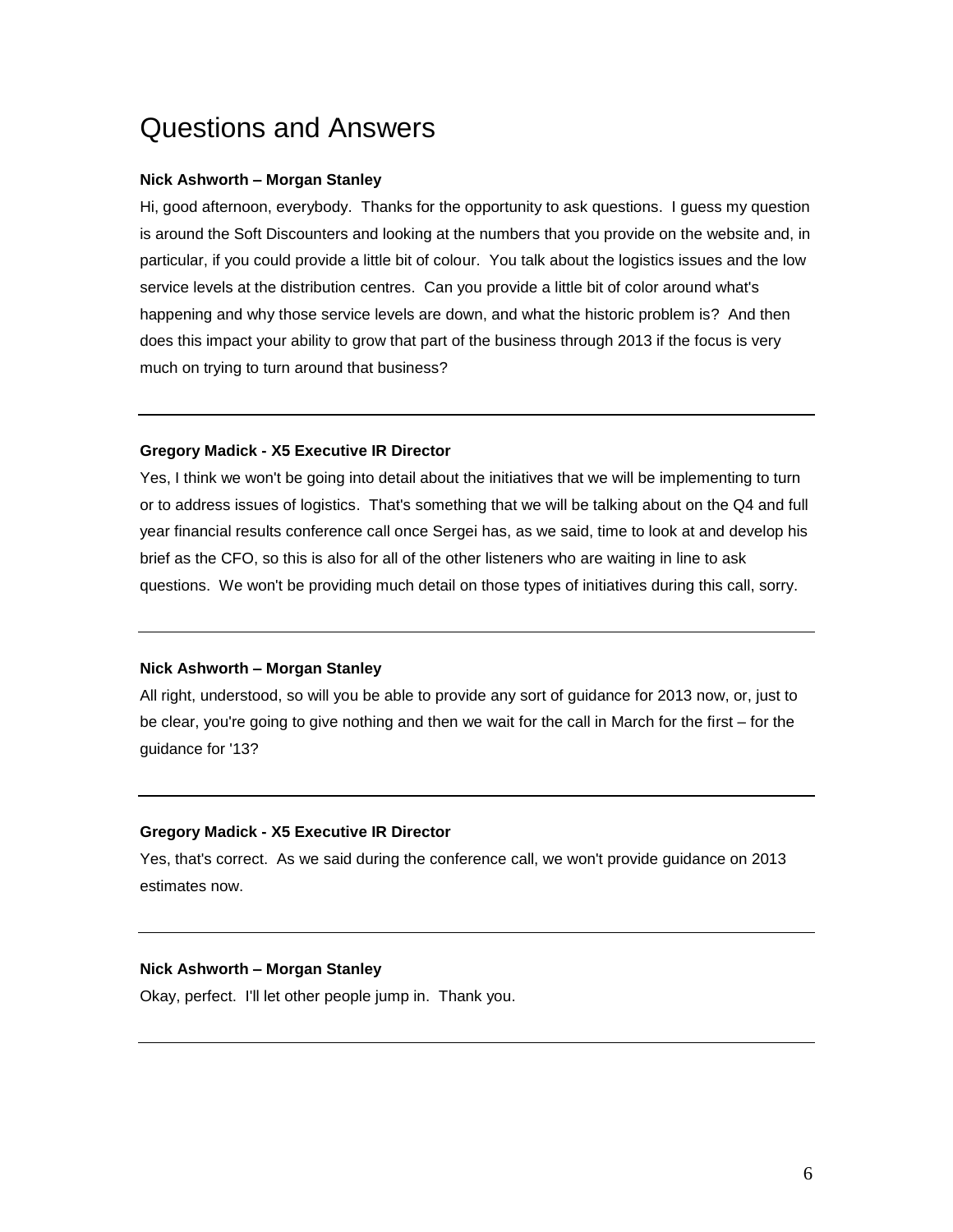# Questions and Answers

**Nick Ashworth – Morgan Stanley**

Hi, good afternoon, everybody. Thanks for the opportunity to ask questions. I guess my question is around the Soft Discounters and looking at the numbers that you provide on the website and, in particular, if you could provide a little bit of colour. You talk about the logistics issues and the low service levels at the distribution centres. Can you provide a little bit of color around what's happening and why those service levels are down, and what the historic problem is? And then does this impact your ability to grow that part of the business through 2013 if the focus is very much on trying to turn around that business?

---

**Gregory Madick - X5 Executive IR Director**

Yes, I think we won't be going into detail about the initiatives that we will be implementing to turn or to address issues of logistics. That's something that we will be talking about on the Q4 and full year financial results conference call once Sergei has, as we said, time to look at and develop his brief as the CFO, so this is also for all of the other listeners who are waiting in line to ask questions. We won't be providing much detail on those types of initiatives during this call, sorry.

---

**Nick Ashworth – Morgan Stanley**

All right, understood, so will you be able to provide any sort of guidance for 2013 now, or, just to be clear, you're going to give nothing and then we wait for the call in March for the first – for the guidance for '13?

---

**Gregory Madick - X5 Executive IR Director**

Yes, that's correct. As we said during the conference call, we won't provide guidance on 2013 estimates now.

---

**Nick Ashworth – Morgan Stanley**

Okay, perfect. I'll let other people jump in. Thank you.

---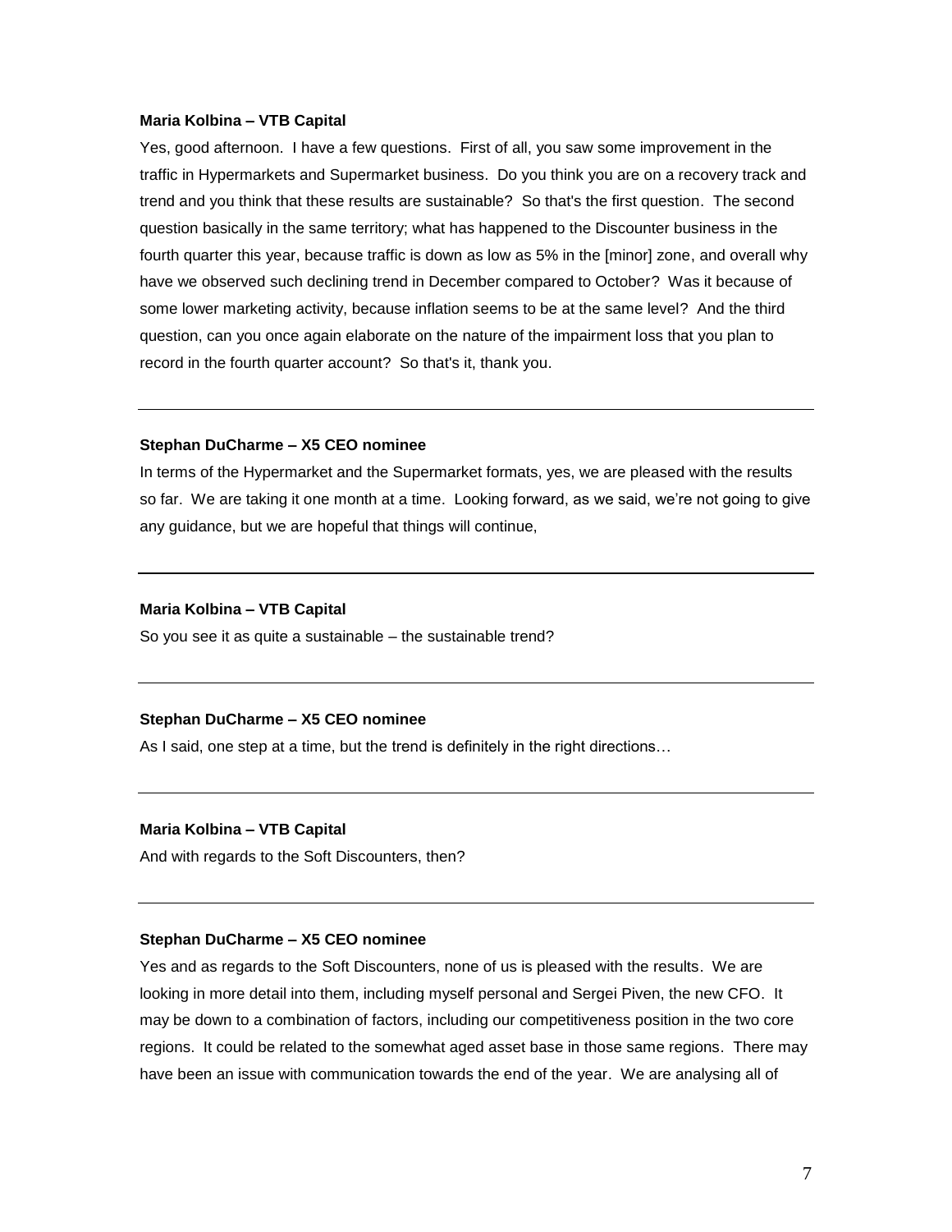**Maria Kolbina – VTB Capital**

Yes, good afternoon. I have a few questions. First of all, you saw some improvement in the traffic in Hypermarkets and Supermarket business. Do you think you are on a recovery track and trend and you think that these results are sustainable? So that's the first question. The second question basically in the same territory; what has happened to the Discounter business in the fourth quarter this year, because traffic is down as low as 5% in the [minor] zone, and overall why have we observed such declining trend in December compared to October? Was it because of some lower marketing activity, because inflation seems to be at the same level? And the third question, can you once again elaborate on the nature of the impairment loss that you plan to record in the fourth quarter account? So that's it, thank you.

---

**Stephan DuCharme – X5 CEO nominee**

In terms of the Hypermarket and the Supermarket formats, yes, we are pleased with the results so far. We are taking it one month at a time. Looking forward, as we said, we're not going to give any guidance, but we are hopeful that things will continue,

---

**Maria Kolbina – VTB Capital**

So you see it as quite a sustainable – the sustainable trend?

---

**Stephan DuCharme – X5 CEO nominee**

As I said, one step at a time, but the trend is definitely in the right directions…

---

**Maria Kolbina – VTB Capital**

And with regards to the Soft Discounters, then?

---

**Stephan DuCharme – X5 CEO nominee**

Yes and as regards to the Soft Discounters, none of us is pleased with the results. We are looking in more detail into them, including myself personal and Sergei Piven, the new CFO. It may be down to a combination of factors, including our competitiveness position in the two core regions. It could be related to the somewhat aged asset base in those same regions. There may have been an issue with communication towards the end of the year. We are analysing all of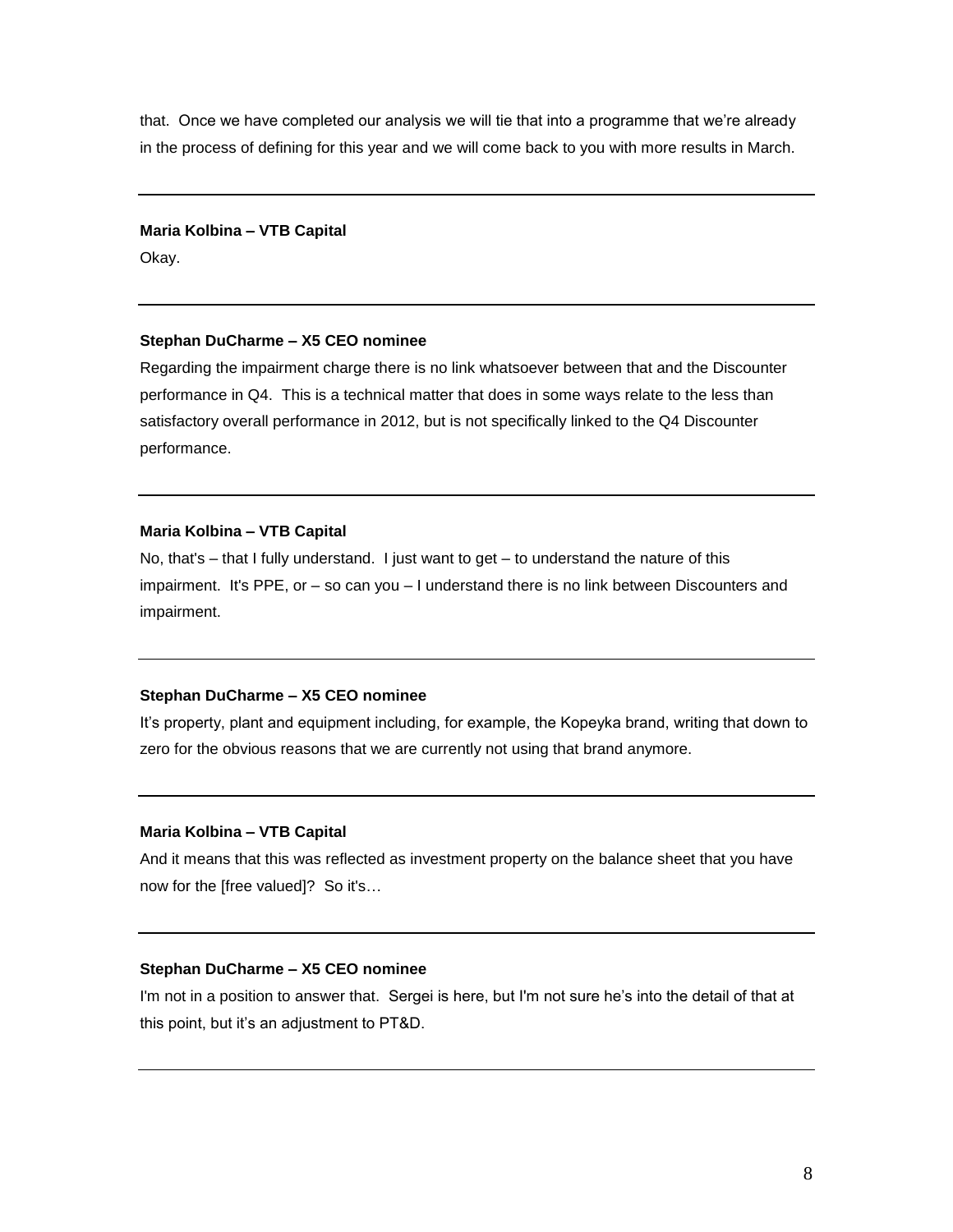that. Once we have completed our analysis we will tie that into a programme that we're already in the process of defining for this year and we will come back to you with more results in March.

---

**Maria Kolbina – VTB Capital**

Okay.

---

**Stephan DuCharme – X5 CEO nominee**

Regarding the impairment charge there is no link whatsoever between that and the Discounter performance in Q4. This is a technical matter that does in some ways relate to the less than satisfactory overall performance in 2012, but is not specifically linked to the Q4 Discounter performance.

---

**Maria Kolbina – VTB Capital**

No, that's – that I fully understand. I just want to get – to understand the nature of this impairment. It's PPE, or – so can you – I understand there is no link between Discounters and impairment.

---

**Stephan DuCharme – X5 CEO nominee**

It's property, plant and equipment including, for example, the Kopeyka brand, writing that down to zero for the obvious reasons that we are currently not using that brand anymore.

---

**Maria Kolbina – VTB Capital**

And it means that this was reflected as investment property on the balance sheet that you have now for the [free valued]? So it's…

---

**Stephan DuCharme – X5 CEO nominee**

I'm not in a position to answer that. Sergei is here, but I'm not sure he's into the detail of that at this point, but it's an adjustment to PT&D.

---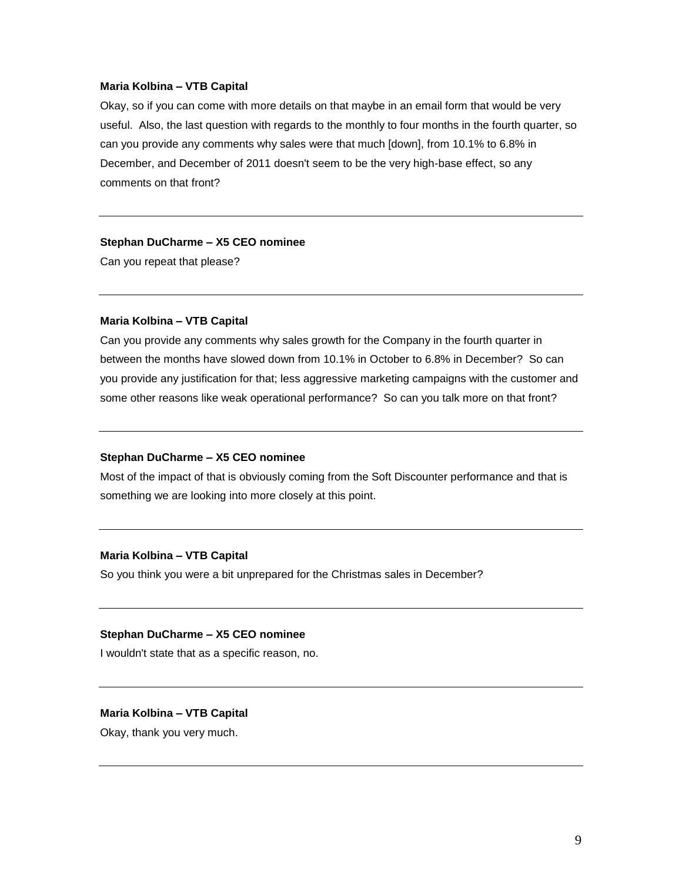**Maria Kolbina – VTB Capital**

Okay, so if you can come with more details on that maybe in an email form that would be very useful. Also, the last question with regards to the monthly to four months in the fourth quarter, so can you provide any comments why sales were that much [down], from 10.1% to 6.8% in December, and December of 2011 doesn't seem to be the very high-base effect, so any comments on that front?

---

**Stephan DuCharme – X5 CEO nominee**

Can you repeat that please?

---

**Maria Kolbina – VTB Capital**

Can you provide any comments why sales growth for the Company in the fourth quarter in between the months have slowed down from 10.1% in October to 6.8% in December? So can you provide any justification for that; less aggressive marketing campaigns with the customer and some other reasons like weak operational performance? So can you talk more on that front?

---

**Stephan DuCharme – X5 CEO nominee**

Most of the impact of that is obviously coming from the Soft Discounter performance and that is something we are looking into more closely at this point.

---

**Maria Kolbina – VTB Capital**

So you think you were a bit unprepared for the Christmas sales in December?

---

**Stephan DuCharme – X5 CEO nominee**

I wouldn't state that as a specific reason, no.

---

**Maria Kolbina – VTB Capital**

Okay, thank you very much.

---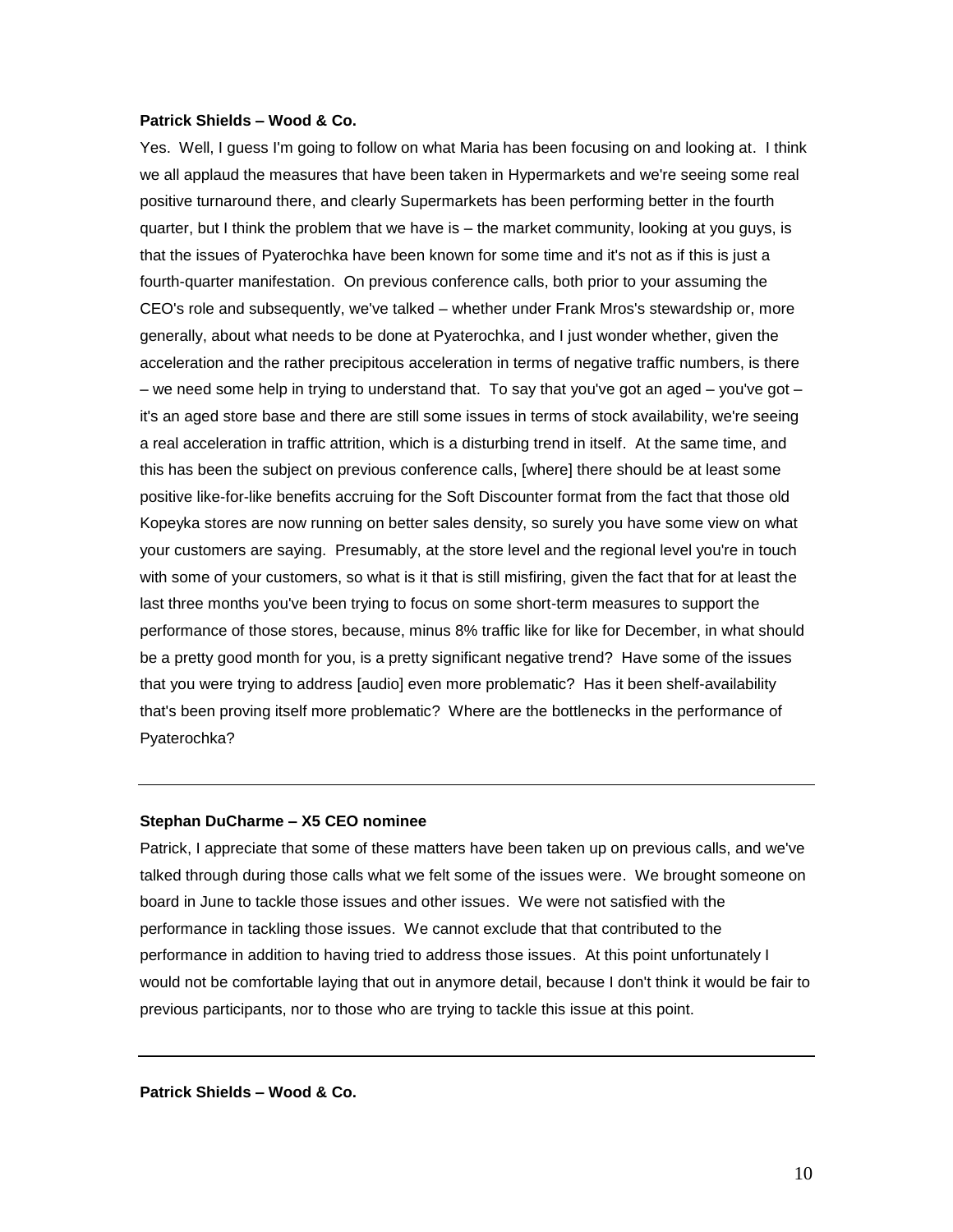**Patrick Shields – Wood & Co.**

Yes. Well, I guess I'm going to follow on what Maria has been focusing on and looking at. I think we all applaud the measures that have been taken in Hypermarkets and we're seeing some real positive turnaround there, and clearly Supermarkets has been performing better in the fourth quarter, but I think the problem that we have is – the market community, looking at you guys, is that the issues of Pyaterochka have been known for some time and it's not as if this is just a fourth-quarter manifestation. On previous conference calls, both prior to your assuming the CEO's role and subsequently, we've talked – whether under Frank Mros's stewardship or, more generally, about what needs to be done at Pyaterochka, and I just wonder whether, given the acceleration and the rather precipitous acceleration in terms of negative traffic numbers, is there – we need some help in trying to understand that. To say that you've got an aged – you've got – it's an aged store base and there are still some issues in terms of stock availability, we're seeing a real acceleration in traffic attrition, which is a disturbing trend in itself. At the same time, and this has been the subject on previous conference calls, [where] there should be at least some positive like-for-like benefits accruing for the Soft Discounter format from the fact that those old Kopeyka stores are now running on better sales density, so surely you have some view on what your customers are saying. Presumably, at the store level and the regional level you're in touch with some of your customers, so what is it that is still misfiring, given the fact that for at least the last three months you've been trying to focus on some short-term measures to support the performance of those stores, because, minus 8% traffic like for like for December, in what should be a pretty good month for you, is a pretty significant negative trend? Have some of the issues that you were trying to address [audio] even more problematic? Has it been shelf-availability that's been proving itself more problematic? Where are the bottlenecks in the performance of Pyaterochka?

---

**Stephan DuCharme – X5 CEO nominee**

Patrick, I appreciate that some of these matters have been taken up on previous calls, and we've talked through during those calls what we felt some of the issues were. We brought someone on board in June to tackle those issues and other issues. We were not satisfied with the performance in tackling those issues. We cannot exclude that that contributed to the performance in addition to having tried to address those issues. At this point unfortunately I would not be comfortable laying that out in anymore detail, because I don't think it would be fair to previous participants, nor to those who are trying to tackle this issue at this point.

---

**Patrick Shields – Wood & Co.**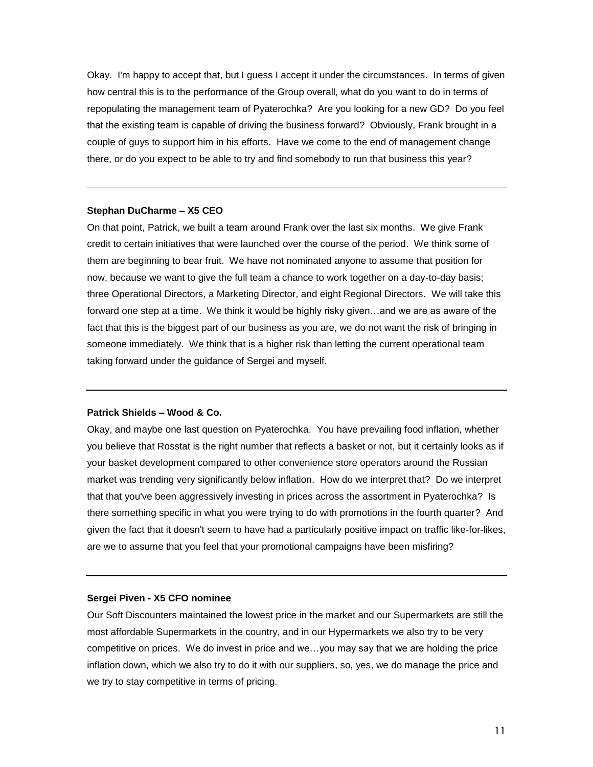Okay. I'm happy to accept that, but I guess I accept it under the circumstances. In terms of given how central this is to the performance of the Group overall, what do you want to do in terms of repopulating the management team of Pyaterochka? Are you looking for a new GD? Do you feel that the existing team is capable of driving the business forward? Obviously, Frank brought in a couple of guys to support him in his efforts. Have we come to the end of management change there, or do you expect to be able to try and find somebody to run that business this year?

---

**Stephan DuCharme – X5 CEO**

On that point, Patrick, we built a team around Frank over the last six months. We give Frank credit to certain initiatives that were launched over the course of the period. We think some of them are beginning to bear fruit. We have not nominated anyone to assume that position for now, because we want to give the full team a chance to work together on a day-to-day basis; three Operational Directors, a Marketing Director, and eight Regional Directors. We will take this forward one step at a time. We think it would be highly risky given…and we are as aware of the fact that this is the biggest part of our business as you are, we do not want the risk of bringing in someone immediately. We think that is a higher risk than letting the current operational team taking forward under the guidance of Sergei and myself.

---

**Patrick Shields – Wood & Co.**

Okay, and maybe one last question on Pyaterochka. You have prevailing food inflation, whether you believe that Rosstat is the right number that reflects a basket or not, but it certainly looks as if your basket development compared to other convenience store operators around the Russian market was trending very significantly below inflation. How do we interpret that? Do we interpret that that you've been aggressively investing in prices across the assortment in Pyaterochka? Is there something specific in what you were trying to do with promotions in the fourth quarter? And given the fact that it doesn't seem to have had a particularly positive impact on traffic like-for-likes, are we to assume that you feel that your promotional campaigns have been misfiring?

---

**Sergei Piven - X5 CFO nominee**

Our Soft Discounters maintained the lowest price in the market and our Supermarkets are still the most affordable Supermarkets in the country, and in our Hypermarkets we also try to be very competitive on prices. We do invest in price and we…you may say that we are holding the price inflation down, which we also try to do it with our suppliers, so, yes, we do manage the price and we try to stay competitive in terms of pricing.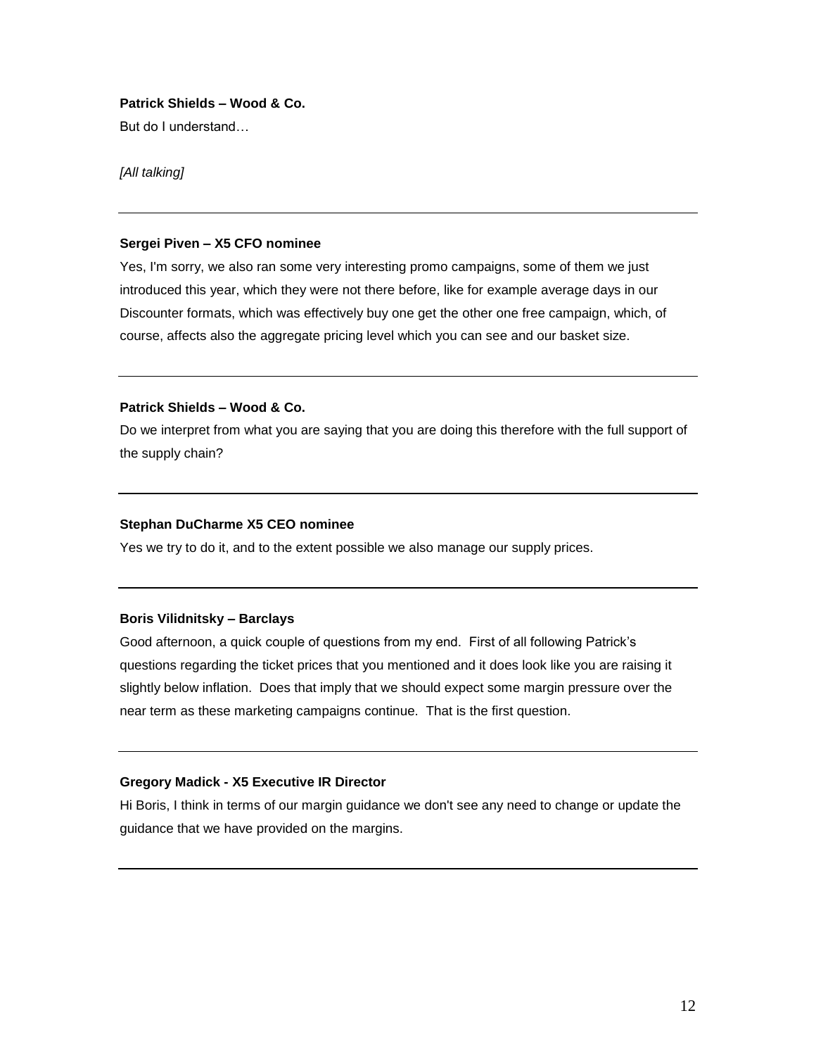**Patrick Shields – Wood & Co.**

But do I understand…

*[All talking]*

---

**Sergei Piven – X5 CFO nominee**

Yes, I'm sorry, we also ran some very interesting promo campaigns, some of them we just introduced this year, which they were not there before, like for example average days in our Discounter formats, which was effectively buy one get the other one free campaign, which, of course, affects also the aggregate pricing level which you can see and our basket size.

---

**Patrick Shields – Wood & Co.**

Do we interpret from what you are saying that you are doing this therefore with the full support of the supply chain?

---

**Stephan DuCharme X5 CEO nominee**

Yes we try to do it, and to the extent possible we also manage our supply prices.

---

**Boris Vilidnitsky – Barclays**

Good afternoon, a quick couple of questions from my end. First of all following Patrick's questions regarding the ticket prices that you mentioned and it does look like you are raising it slightly below inflation. Does that imply that we should expect some margin pressure over the near term as these marketing campaigns continue. That is the first question.

---

**Gregory Madick - X5 Executive IR Director**

Hi Boris, I think in terms of our margin guidance we don't see any need to change or update the guidance that we have provided on the margins.

---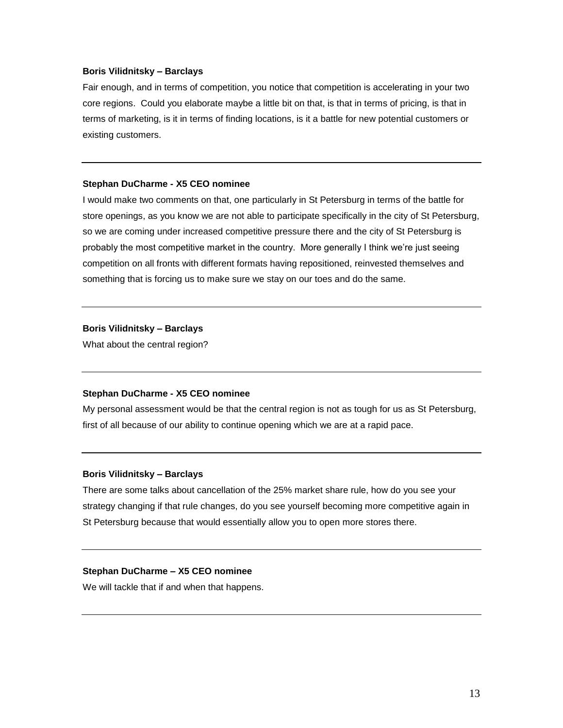**Boris Vilidnitsky – Barclays**

Fair enough, and in terms of competition, you notice that competition is accelerating in your two core regions. Could you elaborate maybe a little bit on that, is that in terms of pricing, is that in terms of marketing, is it in terms of finding locations, is it a battle for new potential customers or existing customers.

---

**Stephan DuCharme - X5 CEO nominee**

I would make two comments on that, one particularly in St Petersburg in terms of the battle for store openings, as you know we are not able to participate specifically in the city of St Petersburg, so we are coming under increased competitive pressure there and the city of St Petersburg is probably the most competitive market in the country. More generally I think we're just seeing competition on all fronts with different formats having repositioned, reinvested themselves and something that is forcing us to make sure we stay on our toes and do the same.

---

**Boris Vilidnitsky – Barclays**

What about the central region?

---

**Stephan DuCharme - X5 CEO nominee**

My personal assessment would be that the central region is not as tough for us as St Petersburg, first of all because of our ability to continue opening which we are at a rapid pace.

---

**Boris Vilidnitsky – Barclays**

There are some talks about cancellation of the 25% market share rule, how do you see your strategy changing if that rule changes, do you see yourself becoming more competitive again in St Petersburg because that would essentially allow you to open more stores there.

---

**Stephan DuCharme – X5 CEO nominee**

We will tackle that if and when that happens.

---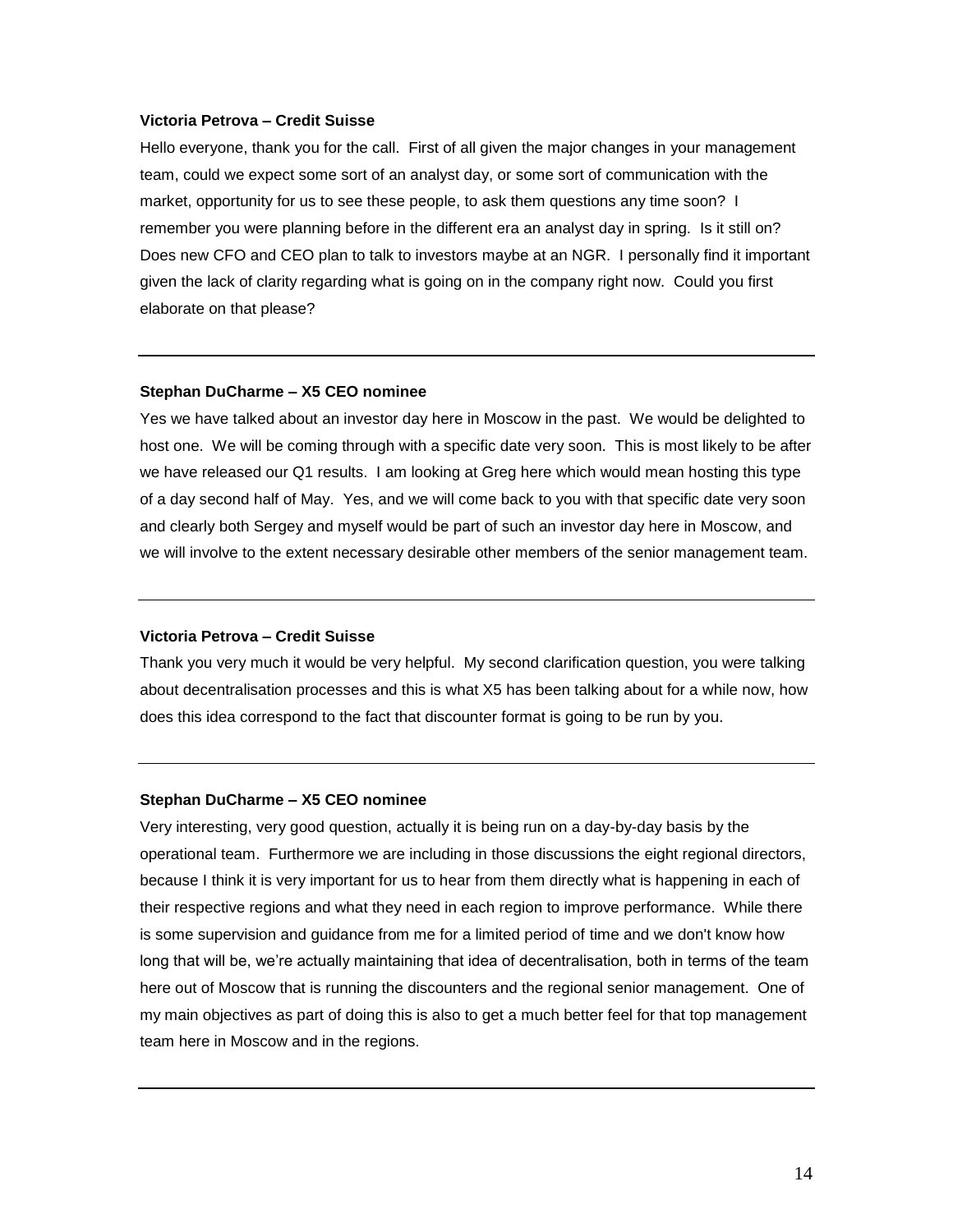**Victoria Petrova – Credit Suisse**

Hello everyone, thank you for the call. First of all given the major changes in your management team, could we expect some sort of an analyst day, or some sort of communication with the market, opportunity for us to see these people, to ask them questions any time soon? I remember you were planning before in the different era an analyst day in spring. Is it still on? Does new CFO and CEO plan to talk to investors maybe at an NGR. I personally find it important given the lack of clarity regarding what is going on in the company right now. Could you first elaborate on that please?

---

**Stephan DuCharme – X5 CEO nominee**

Yes we have talked about an investor day here in Moscow in the past. We would be delighted to host one. We will be coming through with a specific date very soon. This is most likely to be after we have released our Q1 results. I am looking at Greg here which would mean hosting this type of a day second half of May. Yes, and we will come back to you with that specific date very soon and clearly both Sergey and myself would be part of such an investor day here in Moscow, and we will involve to the extent necessary desirable other members of the senior management team.

---

**Victoria Petrova – Credit Suisse**

Thank you very much it would be very helpful. My second clarification question, you were talking about decentralisation processes and this is what X5 has been talking about for a while now, how does this idea correspond to the fact that discounter format is going to be run by you.

---

**Stephan DuCharme – X5 CEO nominee**

Very interesting, very good question, actually it is being run on a day-by-day basis by the operational team. Furthermore we are including in those discussions the eight regional directors, because I think it is very important for us to hear from them directly what is happening in each of their respective regions and what they need in each region to improve performance. While there is some supervision and guidance from me for a limited period of time and we don't know how long that will be, we're actually maintaining that idea of decentralisation, both in terms of the team here out of Moscow that is running the discounters and the regional senior management. One of my main objectives as part of doing this is also to get a much better feel for that top management team here in Moscow and in the regions.

---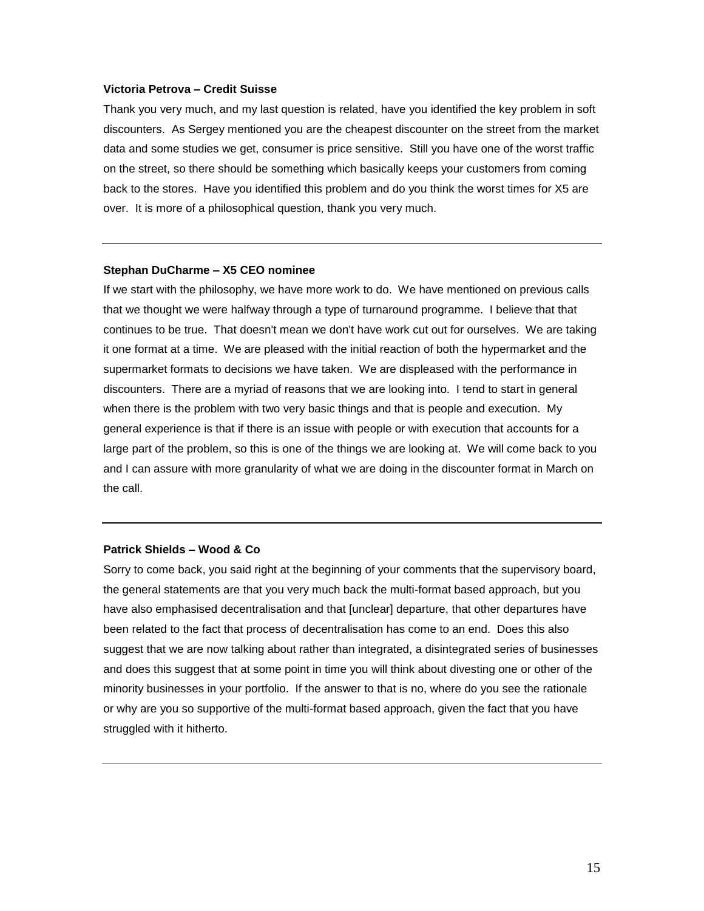**Victoria Petrova – Credit Suisse**

Thank you very much, and my last question is related, have you identified the key problem in soft discounters. As Sergey mentioned you are the cheapest discounter on the street from the market data and some studies we get, consumer is price sensitive. Still you have one of the worst traffic on the street, so there should be something which basically keeps your customers from coming back to the stores. Have you identified this problem and do you think the worst times for X5 are over. It is more of a philosophical question, thank you very much.

---

**Stephan DuCharme – X5 CEO nominee**

If we start with the philosophy, we have more work to do. We have mentioned on previous calls that we thought we were halfway through a type of turnaround programme. I believe that that continues to be true. That doesn't mean we don't have work cut out for ourselves. We are taking it one format at a time. We are pleased with the initial reaction of both the hypermarket and the supermarket formats to decisions we have taken. We are displeased with the performance in discounters. There are a myriad of reasons that we are looking into. I tend to start in general when there is the problem with two very basic things and that is people and execution. My general experience is that if there is an issue with people or with execution that accounts for a large part of the problem, so this is one of the things we are looking at. We will come back to you and I can assure with more granularity of what we are doing in the discounter format in March on the call.

---

**Patrick Shields – Wood & Co**

Sorry to come back, you said right at the beginning of your comments that the supervisory board, the general statements are that you very much back the multi-format based approach, but you have also emphasised decentralisation and that [unclear] departure, that other departures have been related to the fact that process of decentralisation has come to an end. Does this also suggest that we are now talking about rather than integrated, a disintegrated series of businesses and does this suggest that at some point in time you will think about divesting one or other of the minority businesses in your portfolio. If the answer to that is no, where do you see the rationale or why are you so supportive of the multi-format based approach, given the fact that you have struggled with it hitherto.

---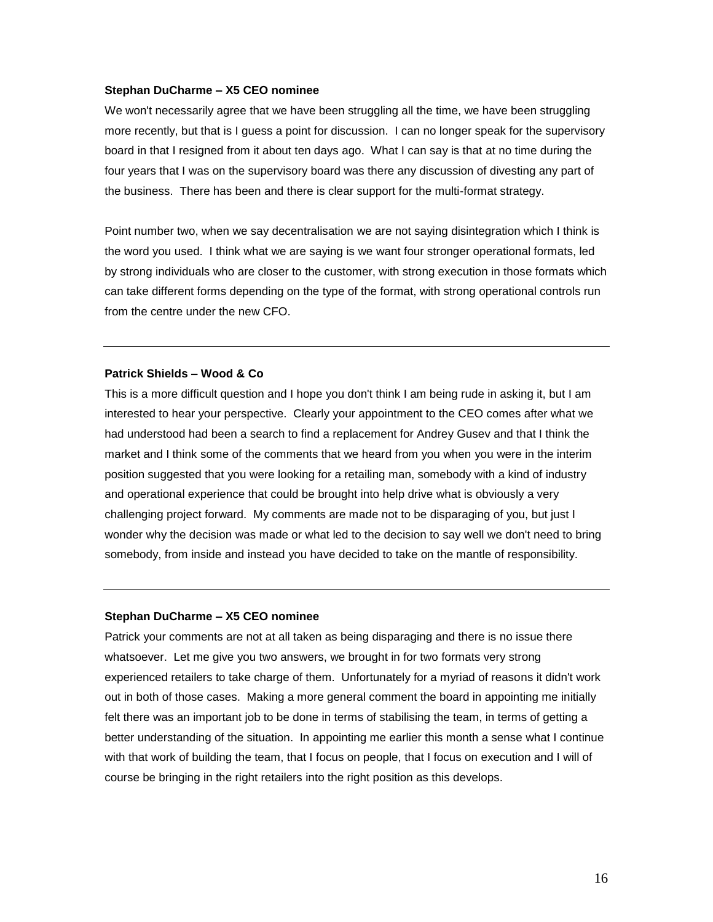**Stephan DuCharme – X5 CEO nominee**

We won't necessarily agree that we have been struggling all the time, we have been struggling more recently, but that is I guess a point for discussion. I can no longer speak for the supervisory board in that I resigned from it about ten days ago. What I can say is that at no time during the four years that I was on the supervisory board was there any discussion of divesting any part of the business. There has been and there is clear support for the multi-format strategy.

Point number two, when we say decentralisation we are not saying disintegration which I think is the word you used. I think what we are saying is we want four stronger operational formats, led by strong individuals who are closer to the customer, with strong execution in those formats which can take different forms depending on the type of the format, with strong operational controls run from the centre under the new CFO.

---

**Patrick Shields – Wood & Co**

This is a more difficult question and I hope you don't think I am being rude in asking it, but I am interested to hear your perspective. Clearly your appointment to the CEO comes after what we had understood had been a search to find a replacement for Andrey Gusev and that I think the market and I think some of the comments that we heard from you when you were in the interim position suggested that you were looking for a retailing man, somebody with a kind of industry and operational experience that could be brought into help drive what is obviously a very challenging project forward. My comments are made not to be disparaging of you, but just I wonder why the decision was made or what led to the decision to say well we don't need to bring somebody, from inside and instead you have decided to take on the mantle of responsibility.

---

**Stephan DuCharme – X5 CEO nominee**

Patrick your comments are not at all taken as being disparaging and there is no issue there whatsoever. Let me give you two answers, we brought in for two formats very strong experienced retailers to take charge of them. Unfortunately for a myriad of reasons it didn't work out in both of those cases. Making a more general comment the board in appointing me initially felt there was an important job to be done in terms of stabilising the team, in terms of getting a better understanding of the situation. In appointing me earlier this month a sense what I continue with that work of building the team, that I focus on people, that I focus on execution and I will of course be bringing in the right retailers into the right position as this develops.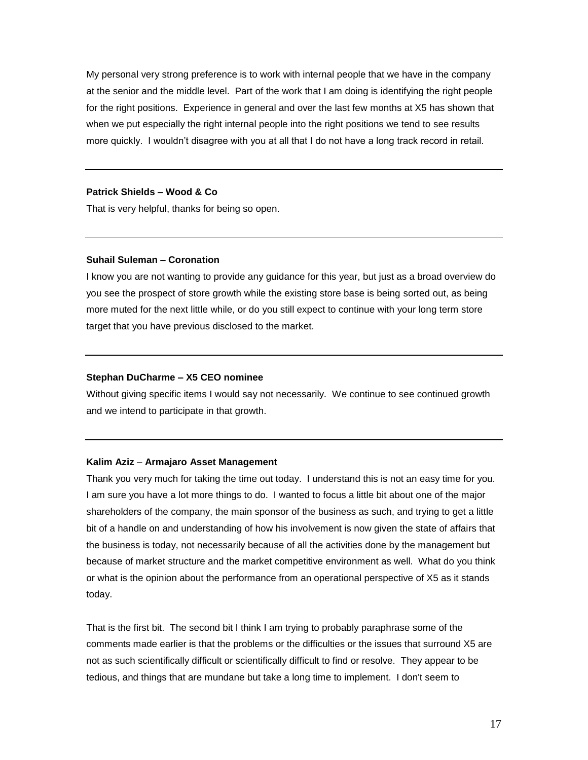My personal very strong preference is to work with internal people that we have in the company at the senior and the middle level. Part of the work that I am doing is identifying the right people for the right positions. Experience in general and over the last few months at X5 has shown that when we put especially the right internal people into the right positions we tend to see results more quickly. I wouldn't disagree with you at all that I do not have a long track record in retail.

---

**Patrick Shields – Wood & Co**

That is very helpful, thanks for being so open.

---

**Suhail Suleman – Coronation**

I know you are not wanting to provide any guidance for this year, but just as a broad overview do you see the prospect of store growth while the existing store base is being sorted out, as being more muted for the next little while, or do you still expect to continue with your long term store target that you have previous disclosed to the market.

---

**Stephan DuCharme – X5 CEO nominee**

Without giving specific items I would say not necessarily. We continue to see continued growth and we intend to participate in that growth.

---

**Kalim Aziz – Armajaro Asset Management**

Thank you very much for taking the time out today. I understand this is not an easy time for you. I am sure you have a lot more things to do. I wanted to focus a little bit about one of the major shareholders of the company, the main sponsor of the business as such, and trying to get a little bit of a handle on and understanding of how his involvement is now given the state of affairs that the business is today, not necessarily because of all the activities done by the management but because of market structure and the market competitive environment as well. What do you think or what is the opinion about the performance from an operational perspective of X5 as it stands today.

That is the first bit. The second bit I think I am trying to probably paraphrase some of the comments made earlier is that the problems or the difficulties or the issues that surround X5 are not as such scientifically difficult or scientifically difficult to find or resolve. They appear to be tedious, and things that are mundane but take a long time to implement. I don't seem to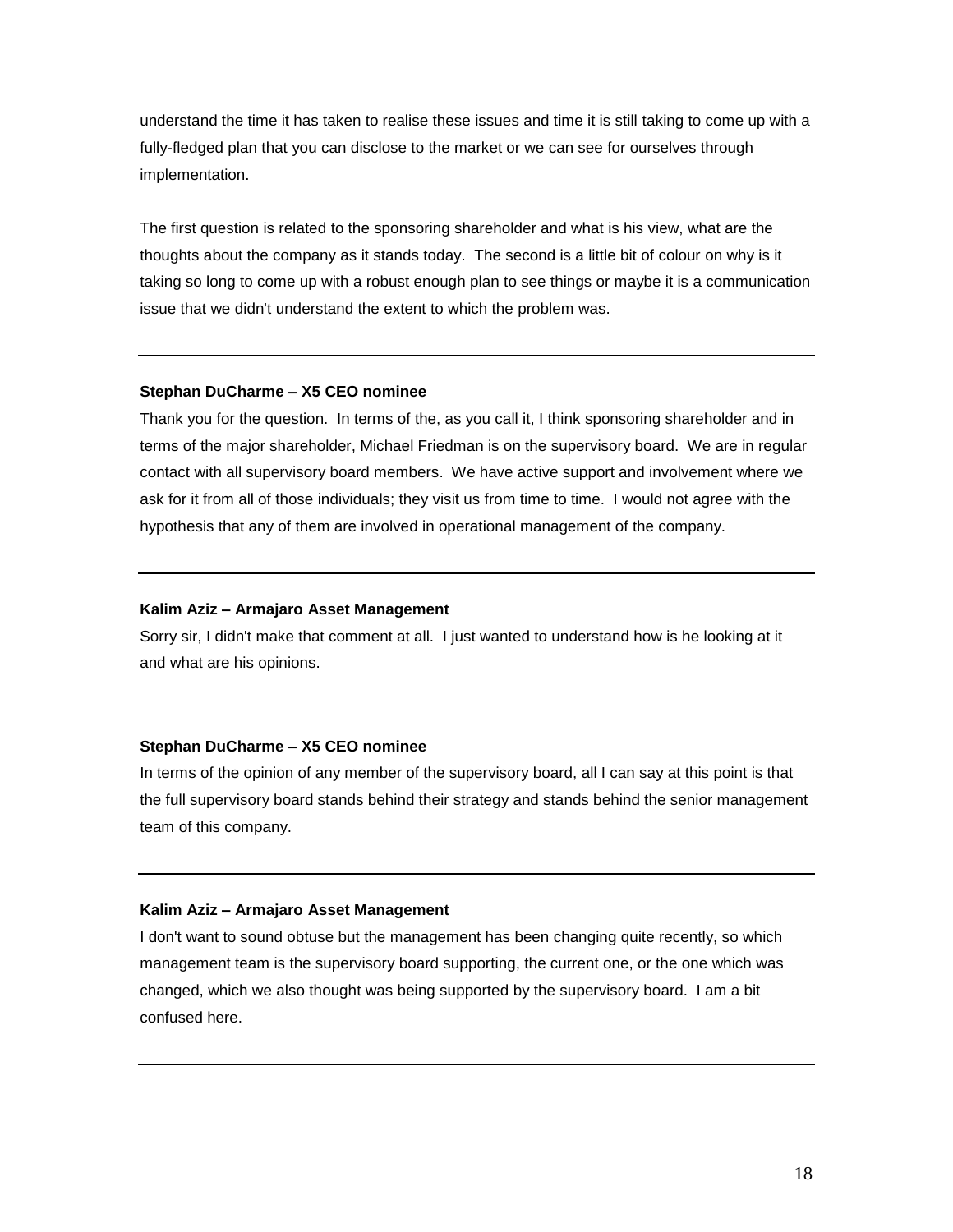understand the time it has taken to realise these issues and time it is still taking to come up with a fully-fledged plan that you can disclose to the market or we can see for ourselves through implementation.

The first question is related to the sponsoring shareholder and what is his view, what are the thoughts about the company as it stands today. The second is a little bit of colour on why is it taking so long to come up with a robust enough plan to see things or maybe it is a communication issue that we didn't understand the extent to which the problem was.

---

**Stephan DuCharme – X5 CEO nominee**

Thank you for the question. In terms of the, as you call it, I think sponsoring shareholder and in terms of the major shareholder, Michael Friedman is on the supervisory board. We are in regular contact with all supervisory board members. We have active support and involvement where we ask for it from all of those individuals; they visit us from time to time. I would not agree with the hypothesis that any of them are involved in operational management of the company.

---

**Kalim Aziz – Armajaro Asset Management**

Sorry sir, I didn't make that comment at all. I just wanted to understand how is he looking at it and what are his opinions.

---

**Stephan DuCharme – X5 CEO nominee**

In terms of the opinion of any member of the supervisory board, all I can say at this point is that the full supervisory board stands behind their strategy and stands behind the senior management team of this company.

---

**Kalim Aziz – Armajaro Asset Management**

I don't want to sound obtuse but the management has been changing quite recently, so which management team is the supervisory board supporting, the current one, or the one which was changed, which we also thought was being supported by the supervisory board. I am a bit confused here.

---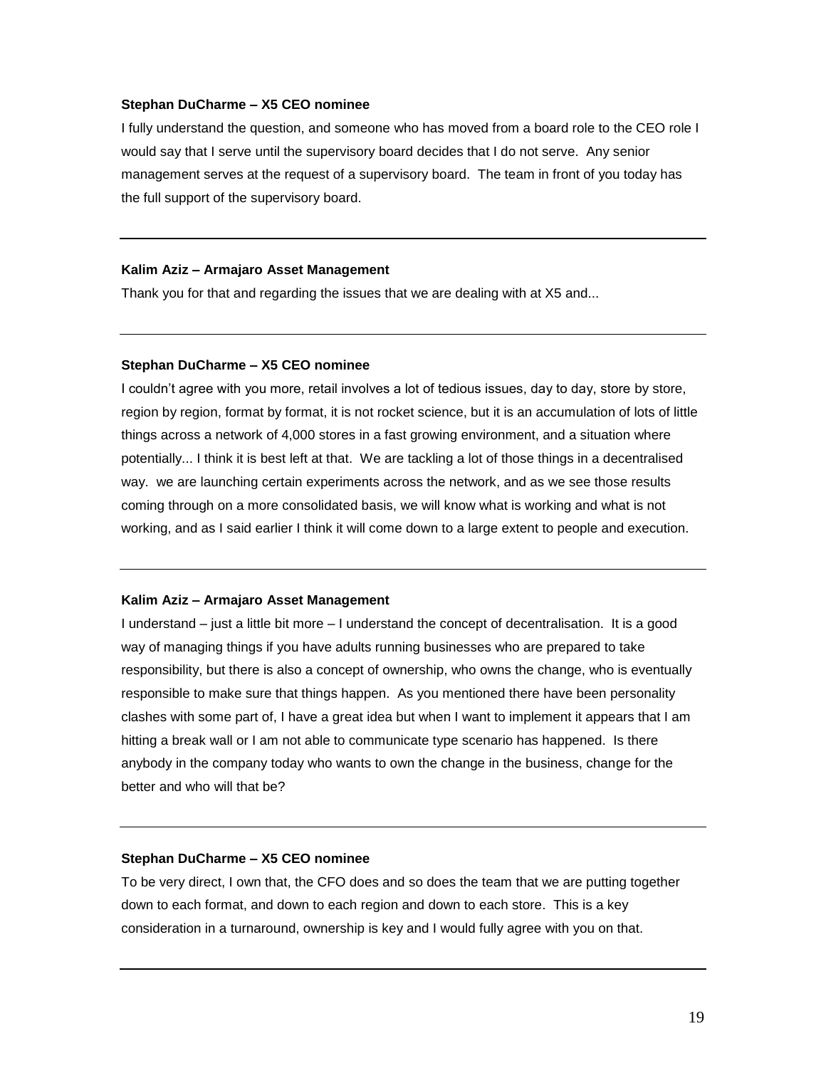**Stephan DuCharme – X5 CEO nominee**

I fully understand the question, and someone who has moved from a board role to the CEO role I would say that I serve until the supervisory board decides that I do not serve. Any senior management serves at the request of a supervisory board. The team in front of you today has the full support of the supervisory board.

---

**Kalim Aziz – Armajaro Asset Management**

Thank you for that and regarding the issues that we are dealing with at X5 and...

---

**Stephan DuCharme – X5 CEO nominee**

I couldn't agree with you more, retail involves a lot of tedious issues, day to day, store by store, region by region, format by format, it is not rocket science, but it is an accumulation of lots of little things across a network of 4,000 stores in a fast growing environment, and a situation where potentially... I think it is best left at that. We are tackling a lot of those things in a decentralised way. we are launching certain experiments across the network, and as we see those results coming through on a more consolidated basis, we will know what is working and what is not working, and as I said earlier I think it will come down to a large extent to people and execution.

---

**Kalim Aziz – Armajaro Asset Management**

I understand – just a little bit more – I understand the concept of decentralisation. It is a good way of managing things if you have adults running businesses who are prepared to take responsibility, but there is also a concept of ownership, who owns the change, who is eventually responsible to make sure that things happen. As you mentioned there have been personality clashes with some part of, I have a great idea but when I want to implement it appears that I am hitting a break wall or I am not able to communicate type scenario has happened. Is there anybody in the company today who wants to own the change in the business, change for the better and who will that be?

---

**Stephan DuCharme – X5 CEO nominee**

To be very direct, I own that, the CFO does and so does the team that we are putting together down to each format, and down to each region and down to each store. This is a key consideration in a turnaround, ownership is key and I would fully agree with you on that.

---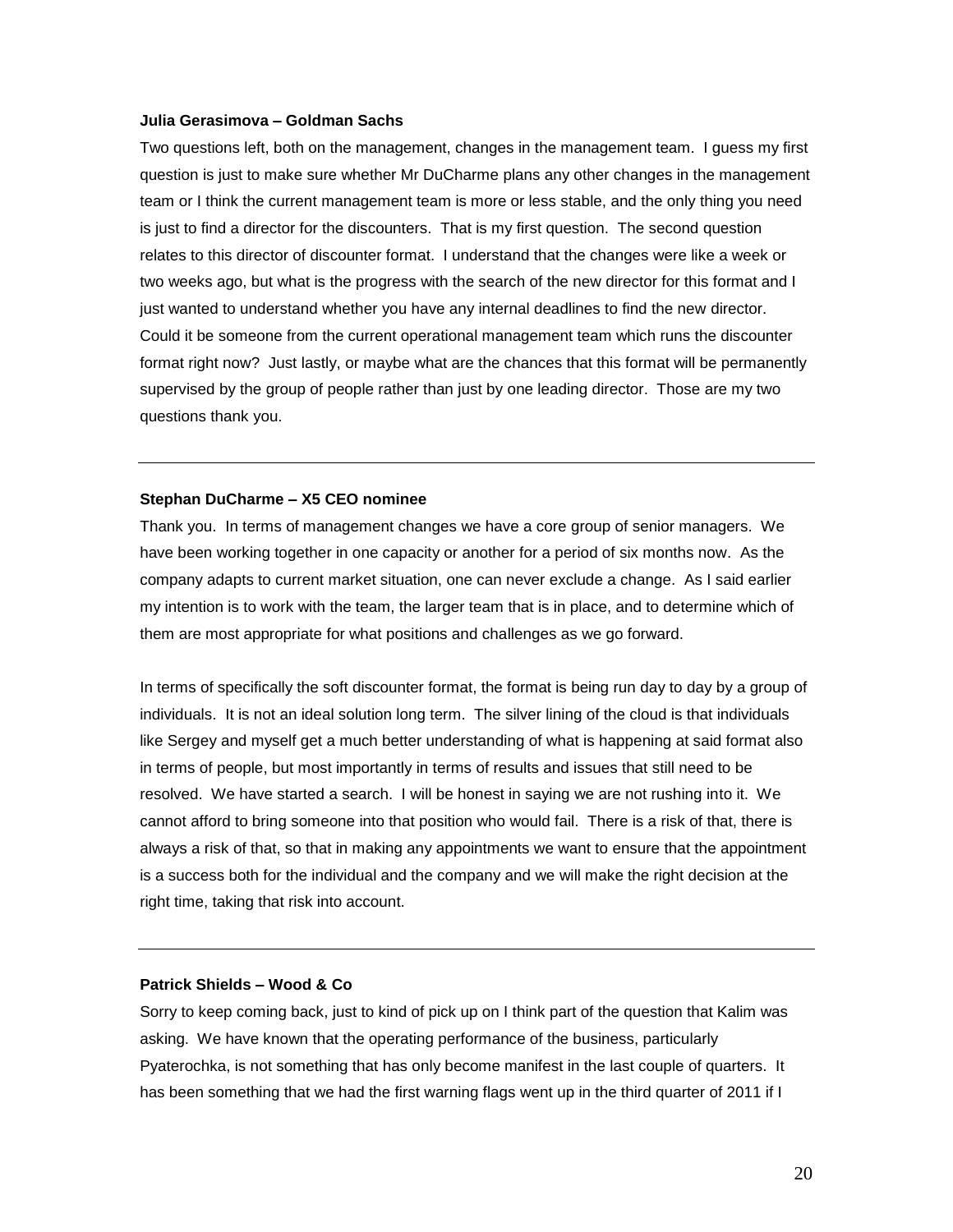**Julia Gerasimova – Goldman Sachs**

Two questions left, both on the management, changes in the management team. I guess my first question is just to make sure whether Mr DuCharme plans any other changes in the management team or I think the current management team is more or less stable, and the only thing you need is just to find a director for the discounters. That is my first question. The second question relates to this director of discounter format. I understand that the changes were like a week or two weeks ago, but what is the progress with the search of the new director for this format and I just wanted to understand whether you have any internal deadlines to find the new director. Could it be someone from the current operational management team which runs the discounter format right now? Just lastly, or maybe what are the chances that this format will be permanently supervised by the group of people rather than just by one leading director. Those are my two questions thank you.

---

**Stephan DuCharme – X5 CEO nominee**

Thank you. In terms of management changes we have a core group of senior managers. We have been working together in one capacity or another for a period of six months now. As the company adapts to current market situation, one can never exclude a change. As I said earlier my intention is to work with the team, the larger team that is in place, and to determine which of them are most appropriate for what positions and challenges as we go forward.

In terms of specifically the soft discounter format, the format is being run day to day by a group of individuals. It is not an ideal solution long term. The silver lining of the cloud is that individuals like Sergey and myself get a much better understanding of what is happening at said format also in terms of people, but most importantly in terms of results and issues that still need to be resolved. We have started a search. I will be honest in saying we are not rushing into it. We cannot afford to bring someone into that position who would fail. There is a risk of that, there is always a risk of that, so that in making any appointments we want to ensure that the appointment is a success both for the individual and the company and we will make the right decision at the right time, taking that risk into account.

---

**Patrick Shields – Wood & Co**

Sorry to keep coming back, just to kind of pick up on I think part of the question that Kalim was asking. We have known that the operating performance of the business, particularly Pyaterochka, is not something that has only become manifest in the last couple of quarters. It has been something that we had the first warning flags went up in the third quarter of 2011 if I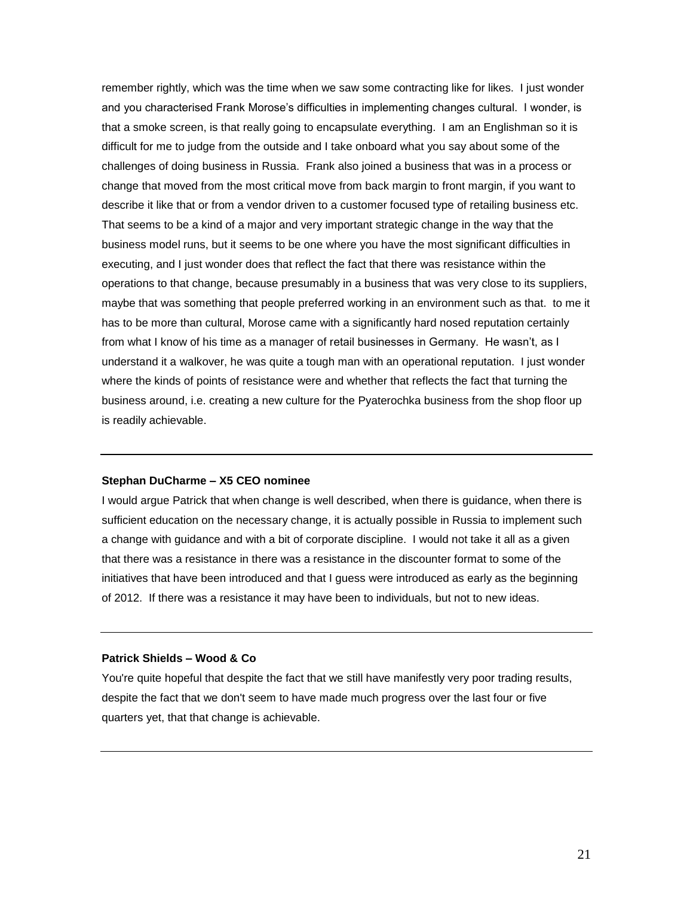remember rightly, which was the time when we saw some contracting like for likes. I just wonder and you characterised Frank Morose's difficulties in implementing changes cultural. I wonder, is that a smoke screen, is that really going to encapsulate everything. I am an Englishman so it is difficult for me to judge from the outside and I take onboard what you say about some of the challenges of doing business in Russia. Frank also joined a business that was in a process or change that moved from the most critical move from back margin to front margin, if you want to describe it like that or from a vendor driven to a customer focused type of retailing business etc. That seems to be a kind of a major and very important strategic change in the way that the business model runs, but it seems to be one where you have the most significant difficulties in executing, and I just wonder does that reflect the fact that there was resistance within the operations to that change, because presumably in a business that was very close to its suppliers, maybe that was something that people preferred working in an environment such as that. to me it has to be more than cultural, Morose came with a significantly hard nosed reputation certainly from what I know of his time as a manager of retail businesses in Germany. He wasn't, as I understand it a walkover, he was quite a tough man with an operational reputation. I just wonder where the kinds of points of resistance were and whether that reflects the fact that turning the business around, i.e. creating a new culture for the Pyaterochka business from the shop floor up is readily achievable.

---

**Stephan DuCharme – X5 CEO nominee**

I would argue Patrick that when change is well described, when there is guidance, when there is sufficient education on the necessary change, it is actually possible in Russia to implement such a change with guidance and with a bit of corporate discipline. I would not take it all as a given that there was a resistance in there was a resistance in the discounter format to some of the initiatives that have been introduced and that I guess were introduced as early as the beginning of 2012. If there was a resistance it may have been to individuals, but not to new ideas.

---

**Patrick Shields – Wood & Co**

You're quite hopeful that despite the fact that we still have manifestly very poor trading results, despite the fact that we don't seem to have made much progress over the last four or five quarters yet, that that change is achievable.

---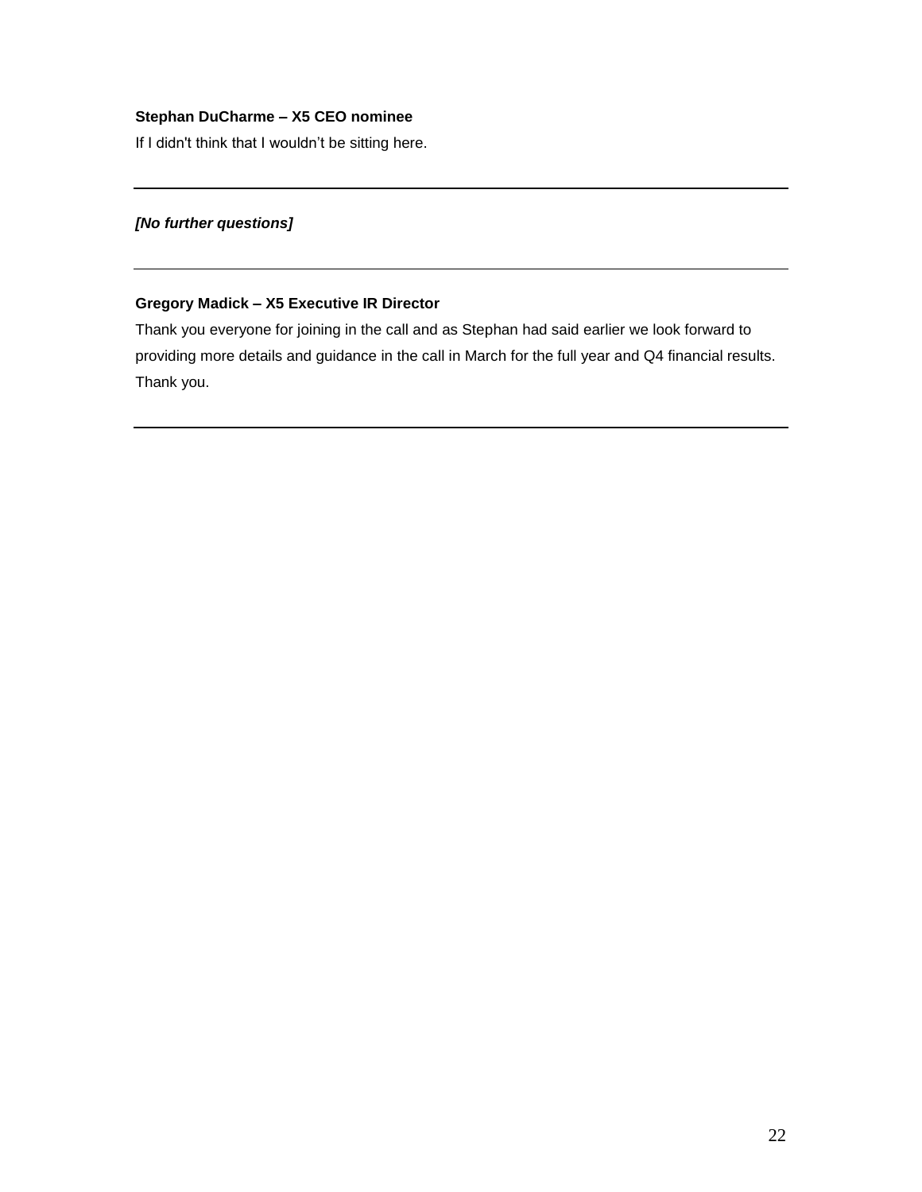**Stephan DuCharme – X5 CEO nominee**

If I didn't think that I wouldn't be sitting here.

---

***[No further questions]***

---

**Gregory Madick – X5 Executive IR Director**

Thank you everyone for joining in the call and as Stephan had said earlier we look forward to providing more details and guidance in the call in March for the full year and Q4 financial results. Thank you.

---